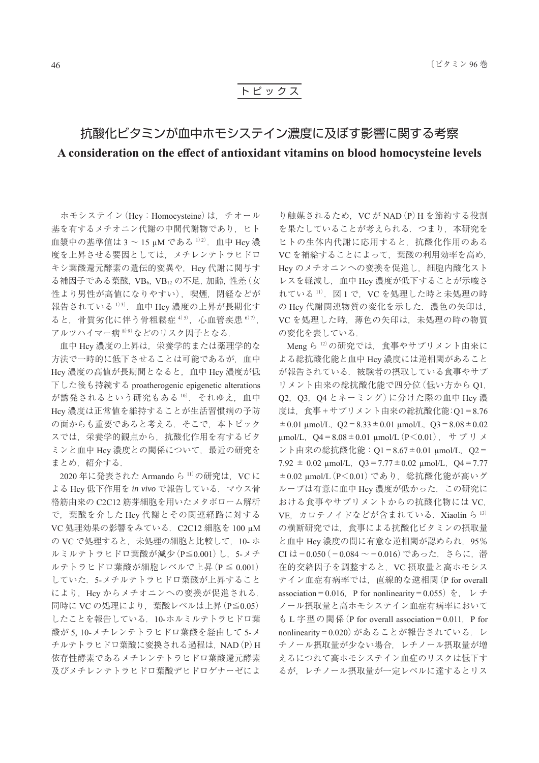## トピックス

# 抗酸化ビタミンが血中ホモシステイン濃度に及ぼす影響に関する考察

**A consideration on the effect of antioxidant vitamins on blood homocysteine levels**

ホモシステイン（Hcy：Homocysteine）は，チオール基を有するメチオニン代謝の中間代謝物であり，ヒト血漿中の基準値は 3 ～ 15 μM である[1)2)]．血中 Hcy 濃度を上昇させる要因としては，メチレンテトラヒドロキシ葉酸還元酵素の遺伝的変異や，Hcy 代謝に関与する補因子である葉酸，$VB_6$, $VB_{12}$ の不足，加齢，性差（女性より男性が高値になりやすい），喫煙，閉経などが報告されている[1)3)]．血中 Hcy 濃度の上昇が長期化すると，骨質劣化に伴う骨粗鬆症[4)5)]，心血管疾患[6)7)]，アルツハイマー病[8)9)]などのリスク因子となる．

血中 Hcy 濃度の上昇は，栄養学的または薬理学的な方法で一時的に低下させることは可能であるが，血中 Hcy 濃度の高値が長期間となると，血中 Hcy 濃度が低下した後も持続する proatherogenic epigenetic alterations が誘発されるという研究もある[10)]．それゆえ，血中 Hcy 濃度は正常値を維持することが生活習慣病の予防の面からも重要であると考える．そこで，本トピックスでは，栄養学的観点から，抗酸化作用を有するビタミンと血中 Hcy 濃度との関係について，最近の研究をまとめ，紹介する．

2020 年に発表された Armando ら[11)]の研究は，VC による Hcy 低下作用を *in vivo* で報告している．マウス骨格筋由来の C2C12 筋芽細胞を用いたメタボローム解析で，葉酸を介した Hcy 代謝とその関連経路に対する VC 処理効果の影響をみている．C2C12 細胞を 100 μM の VC で処理すると，未処理の細胞と比較して，10- ホルミルテトラヒドロ葉酸が減少（$P \leqq 0.001$）し，5- メチルテトラヒドロ葉酸が細胞レベルで上昇（$P \leqq 0.001$）していた．5- メチルテトラヒドロ葉酸が上昇することにより，Hcy からメチオニンへの変換が促進される．同時に VC の処理により，葉酸レベルは上昇（$P \leqq 0.05$）したことを報告している．10- ホルミルテトラヒドロ葉酸が 5, 10- メチレンテトラヒドロ葉酸を経由して 5- メチルテトラヒドロ葉酸に変換される過程は，NAD（P）H 依存性酵素であるメチレンテトラヒドロ葉酸還元酵素及びメチレンテトラヒドロ葉酸デヒドロゲナーゼにより触媒されるため，VC が NAD（P）H を節約する役割を果たしていることが考えられる．つまり，本研究をヒトの生体内代謝に応用すると，抗酸化作用のある VC を補給することによって，葉酸の利用効率を高め，Hcy のメチオニンへの変換を促進し，細胞内酸化ストレスを軽減し，血中 Hcy 濃度が低下することが示唆されている[11)]．図 1 で，VC を処理した時と未処理の時の Hcy 代謝関連物質の変化を示した．濃色の矢印は，VC を処理した時，薄色の矢印は，未処理の時の物質の変化を表している．

Meng ら[12)]の研究では，食事やサプリメント由来による総抗酸化能と血中 Hcy 濃度には逆相関があることが報告されている．被験者の摂取している食事やサプリメント由来の総抗酸化能で四分位（低い方から Q1, Q2，Q3，Q4 とネーミング）に分けた際の血中 Hcy 濃度は，食事＋サプリメント由来の総抗酸化能：Q1 = 8.76 ± 0.01 μmol/L，Q2 = 8.33 ± 0.01 μmol/L，Q3 = 8.08 ± 0.02 μmol/L，Q4 = 8.08 ± 0.01 μmol/L（$P < 0.01$），サプリメント由来の総抗酸化能：Q1 = 8.67 ± 0.01 μmol/L，Q2 = 7.92 ± 0.02 μmol/L，Q3 = 7.77 ± 0.02 μmol/L，Q4 = 7.77 ± 0.02 μmol/L（$P < 0.01$）であり，総抗酸化能が高いグループは有意に血中 Hcy 濃度が低かった．この研究における食事やサプリメントからの抗酸化物には VC, VE，カロテノイドなどが含まれている．Xiaolin ら[13)]の横断研究では，食事による抗酸化ビタミンの摂取量と血中 Hcy 濃度の間に有意な逆相関が認められ，95％ CI は − 0.050（− 0.084 ～ − 0.016）であった．さらに，潜在的交絡因子を調整すると，VC 摂取量と高ホモシステイン血症有病率では，直線的な逆相関（P for overall association = 0.016，P for nonlinearity = 0.055）を，レチノール摂取量と高ホモシステイン血症有病率においても L 字型の関係（P for overall association = 0.011，P for nonlinearity = 0.020）があることが報告されている．レチノール摂取量が少ない場合，レチノール摂取量が増えるにつれて高ホモシステイン血症のリスクは低下するが，レチノール摂取量が一定レベルに達するとリス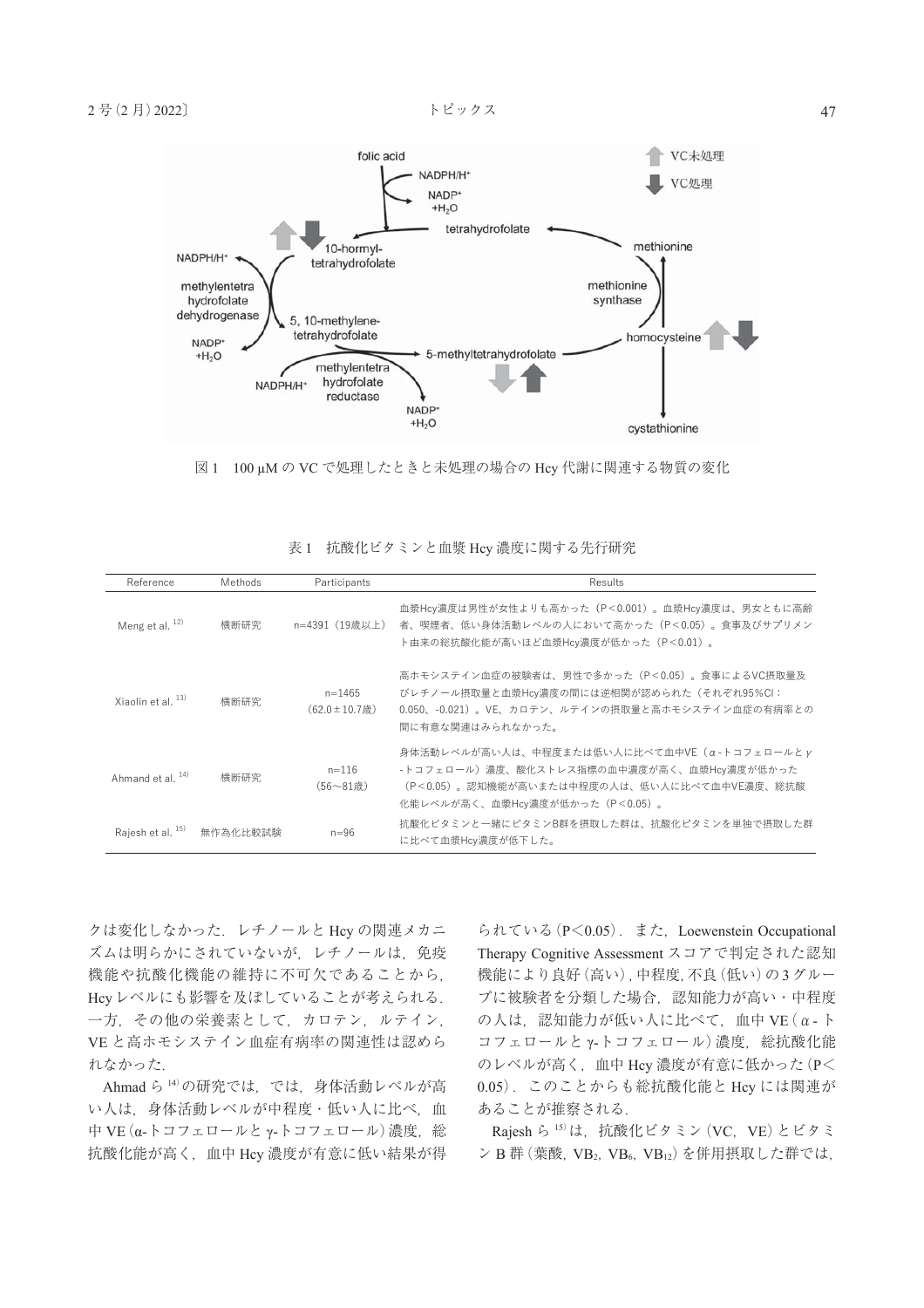図1　100 μM の VC で処理したときと未処理の場合の Hcy 代謝に関連する物質の変化

表1　抗酸化ビタミンと血漿 Hcy 濃度に関する先行研究

| Reference | Methods | Participants | Results |
|---|---|---|---|
| Meng et al. [12] | 横断研究 | n=4391（19歳以上） | 血漿Hcy濃度は男性が女性よりも高かった（P<0.001）。血漿Hcy濃度は、男女ともに高齢者、喫煙者、低い身体活動レベルの人において高かった（P<0.05）。食事及びサプリメント由来の総抗酸化能が高いほど血漿Hcy濃度が低かった（P<0.01）。 |
| Xiaolin et al. [13] | 横断研究 | n=1465（62.0±10.7歳） | 高ホモシステイン血症の被験者は、男性で多かった（P<0.05）。食事によるVC摂取量及びレチノール摂取量と血漿Hcy濃度の間には逆相関が認められた（それぞれ95%CI：0.050、-0.021）。VE、カロテン、ルテインの摂取量と高ホモシステイン血症の有病率との間に有意な関連はみられなかった。 |
| Ahmand et al. [14] | 横断研究 | n=116（56～81歳） | 身体活動レベルが高い人は、中程度または低い人に比べて血中VE（α-トコフェロールとγ-トコフェロール）濃度、酸化ストレス指標の血中濃度が高く、血漿Hcy濃度が低かった（P<0.05）。認知機能が高いまたは中程度の人は、低い人に比べて血中VE濃度、総抗酸化能レベルが高く、血漿Hcy濃度が低かった（P<0.05）。 |
| Rajesh et al. [15] | 無作為化比較試験 | n=96 | 抗酸化ビタミンと一緒にビタミンB群を摂取した群は、抗酸化ビタミンを単独で摂取した群に比べて血漿Hcy濃度が低下した。 |

クは変化しなかった．レチノールと Hcy の関連メカニズムは明らかにされていないが，レチノールは，免疫機能や抗酸化機能の維持に不可欠であることから，Hcy レベルにも影響を及ぼしていることが考えられる．一方，その他の栄養素として，カロテン，ルテイン，VE と高ホモシステイン血症有病率の関連性は認められなかった．

Ahmad ら[14]の研究では，では，身体活動レベルが高い人は，身体活動レベルが中程度・低い人に比べ，血中 VE（α-トコフェロールと γ-トコフェロール）濃度，総抗酸化能が高く，血中 Hcy 濃度が有意に低い結果が得られている（P<0.05）．また，Loewenstein Occupational Therapy Cognitive Assessment スコアで判定された認知機能により良好（高い），中程度，不良（低い）の 3 グループに被験者を分類した場合，認知能力が高い・中程度の人は，認知能力が低い人に比べて，血中 VE（α-トコフェロールと γ-トコフェロール）濃度，総抗酸化能のレベルが高く，血中 Hcy 濃度が有意に低かった（P<0.05）．このことからも総抗酸化能と Hcy には関連があることが推察される．

Rajesh ら[15]は，抗酸化ビタミン（VC，VE）とビタミン B 群（葉酸，$VB_2$，$VB_6$，$VB_{12}$）を併用摂取した群では，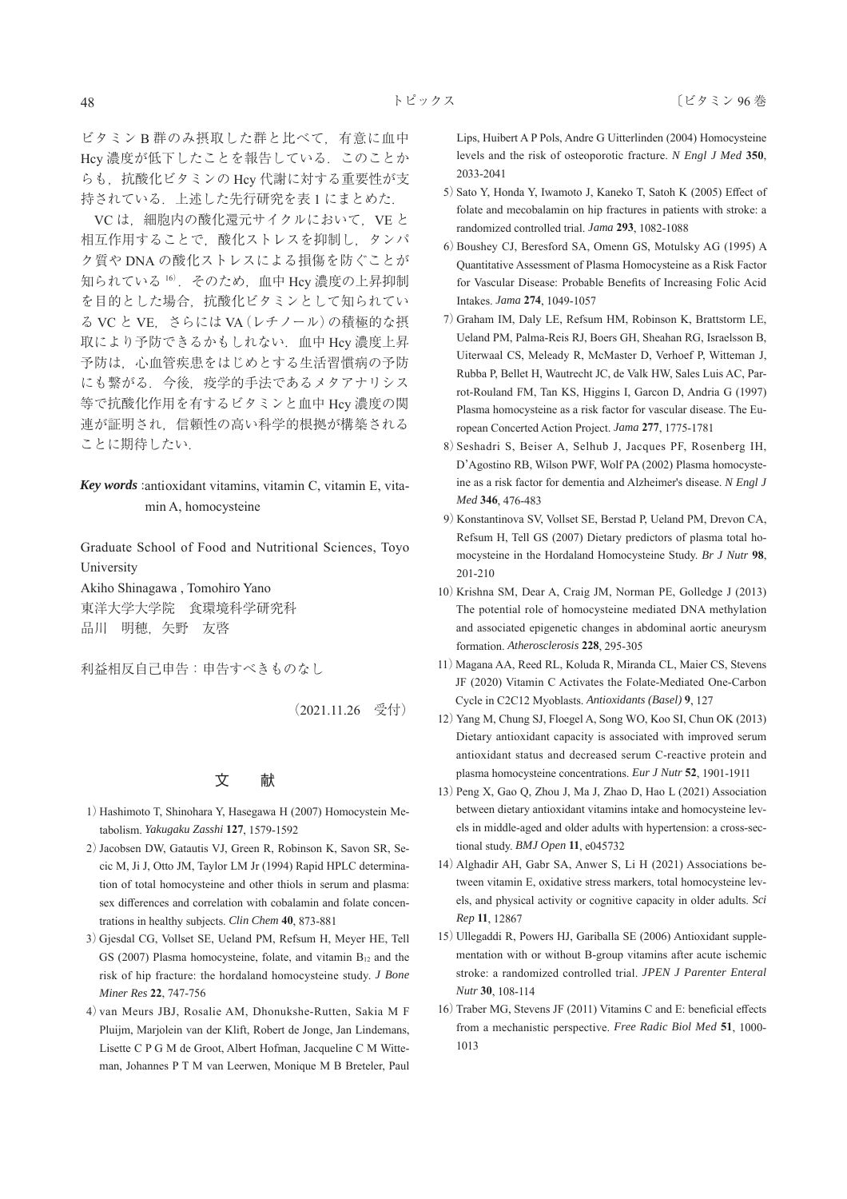ビタミンB群のみ摂取した群と比べて，有意に血中Hcy濃度が低下したことを報告している．このことからも，抗酸化ビタミンのHcy代謝に対する重要性が支持されている．上述した先行研究を表1にまとめた．

VCは，細胞内の酸化還元サイクルにおいて，VEと相互作用することで，酸化ストレスを抑制し，タンパク質やDNAの酸化ストレスによる損傷を防ぐことが知られている[16]．そのため，血中Hcy濃度の上昇抑制を目的とした場合，抗酸化ビタミンとして知られているVCとVE，さらにはVA（レチノール）の積極的な摂取により予防できるかもしれない．血中Hcy濃度上昇予防は，心血管疾患をはじめとする生活習慣病の予防にも繋がる．今後，疫学的手法であるメタアナリシス等で抗酸化作用を有するビタミンと血中Hcy濃度の関連が証明され，信頼性の高い科学的根拠が構築されることに期待したい．

***Key words*** :antioxidant vitamins, vitamin C, vitamin E, vitamin A, homocysteine

Graduate School of Food and Nutritional Sciences, Toyo University

Akiho Shinagawa , Tomohiro Yano

東洋大学大学院　食環境科学研究科

品川　明穂，矢野　友啓

利益相反自己申告：申告すべきものなし

（2021.11.26　受付）

## 文　献

1) Hashimoto T, Shinohara Y, Hasegawa H (2007) Homocystein Metabolism. *Yakugaku Zasshi* **127**, 1579-1592
2) Jacobsen DW, Gatautis VJ, Green R, Robinson K, Savon SR, Secic M, Ji J, Otto JM, Taylor LM Jr (1994) Rapid HPLC determination of total homocysteine and other thiols in serum and plasma: sex differences and correlation with cobalamin and folate concentrations in healthy subjects. *Clin Chem* **40**, 873-881
3) Gjesdal CG, Vollset SE, Ueland PM, Refsum H, Meyer HE, Tell GS (2007) Plasma homocysteine, folate, and vitamin $B_{12}$ and the risk of hip fracture: the hordaland homocysteine study. *J Bone Miner Res* **22**, 747-756
4) van Meurs JBJ, Rosalie AM, Dhonukshe-Rutten, Sakia M F Pluijm, Marjolein van der Klift, Robert de Jonge, Jan Lindemans, Lisette C P G M de Groot, Albert Hofman, Jacqueline C M Witteman, Johannes P T M van Leerwen, Monique M B Breteler, Paul Lips, Huibert A P Pols, Andre G Uitterlinden (2004) Homocysteine levels and the risk of osteoporotic fracture. *N Engl J Med* **350**, 2033-2041
5) Sato Y, Honda Y, Iwamoto J, Kaneko T, Satoh K (2005) Effect of folate and mecobalamin on hip fractures in patients with stroke: a randomized controlled trial. *Jama* **293**, 1082-1088
6) Boushey CJ, Beresford SA, Omenn GS, Motulsky AG (1995) A Quantitative Assessment of Plasma Homocysteine as a Risk Factor for Vascular Disease: Probable Benefits of Increasing Folic Acid Intakes. *Jama* **274**, 1049-1057
7) Graham IM, Daly LE, Refsum HM, Robinson K, Brattstorm LE, Ueland PM, Palma-Reis RJ, Boers GH, Sheahan RG, Israelsson B, Uiterwaal CS, Meleady R, McMaster D, Verhoef P, Witteman J, Rubba P, Bellet H, Wautrecht JC, de Valk HW, Sales Luis AC, Parrot-Rouland FM, Tan KS, Higgins I, Garcon D, Andria G (1997) Plasma homocysteine as a risk factor for vascular disease. The European Concerted Action Project. *Jama* **277**, 1775-1781
8) Seshadri S, Beiser A, Selhub J, Jacques PF, Rosenberg IH, D'Agostino RB, Wilson PWF, Wolf PA (2002) Plasma homocysteine as a risk factor for dementia and Alzheimer's disease. *N Engl J Med* **346**, 476-483
9) Konstantinova SV, Vollset SE, Berstad P, Ueland PM, Drevon CA, Refsum H, Tell GS (2007) Dietary predictors of plasma total homocysteine in the Hordaland Homocysteine Study. *Br J Nutr* **98**, 201-210
10) Krishna SM, Dear A, Craig JM, Norman PE, Golledge J (2013) The potential role of homocysteine mediated DNA methylation and associated epigenetic changes in abdominal aortic aneurysm formation. *Atherosclerosis* **228**, 295-305
11) Magana AA, Reed RL, Koluda R, Miranda CL, Maier CS, Stevens JF (2020) Vitamin C Activates the Folate-Mediated One-Carbon Cycle in C2C12 Myoblasts. *Antioxidants (Basel)* **9**, 127
12) Yang M, Chung SJ, Floegel A, Song WO, Koo SI, Chun OK (2013) Dietary antioxidant capacity is associated with improved serum antioxidant status and decreased serum C-reactive protein and plasma homocysteine concentrations. *Eur J Nutr* **52**, 1901-1911
13) Peng X, Gao Q, Zhou J, Ma J, Zhao D, Hao L (2021) Association between dietary antioxidant vitamins intake and homocysteine levels in middle-aged and older adults with hypertension: a cross-sectional study. *BMJ Open* **11**, e045732
14) Alghadir AH, Gabr SA, Anwer S, Li H (2021) Associations between vitamin E, oxidative stress markers, total homocysteine levels, and physical activity or cognitive capacity in older adults. *Sci Rep* **11**, 12867
15) Ullegaddi R, Powers HJ, Gariballa SE (2006) Antioxidant supplementation with or without B-group vitamins after acute ischemic stroke: a randomized controlled trial. *JPEN J Parenter Enteral Nutr* **30**, 108-114
16) Traber MG, Stevens JF (2011) Vitamins C and E: beneficial effects from a mechanistic perspective. *Free Radic Biol Med* **51**, 1000-1013